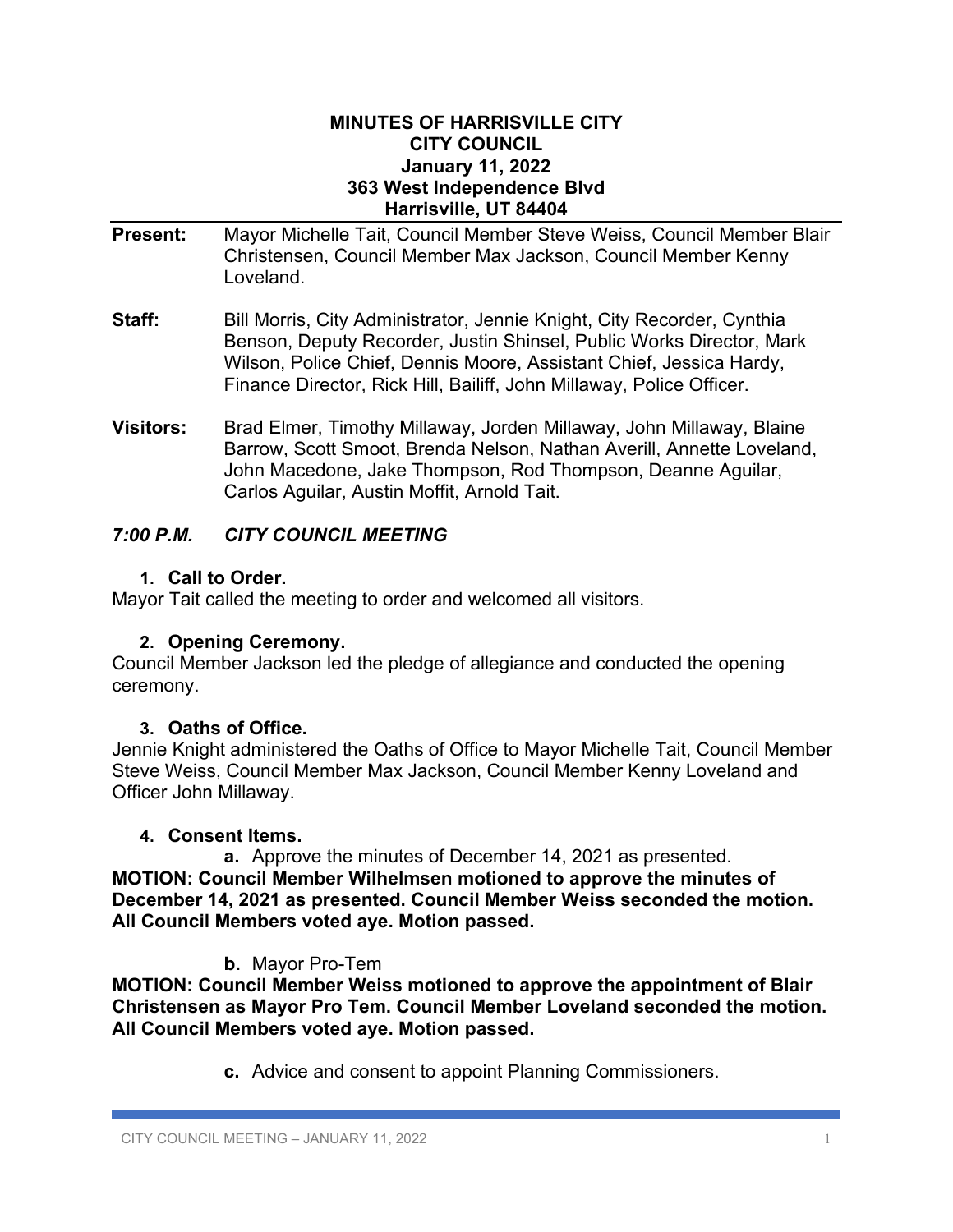**MINUTES OF HARRISVILLE CITY**
**CITY COUNCIL**
**January 11, 2022**
**363 West Independence Blvd**
**Harrisville, UT 84404**

**Present:** Mayor Michelle Tait, Council Member Steve Weiss, Council Member Blair Christensen, Council Member Max Jackson, Council Member Kenny Loveland.

**Staff:** Bill Morris, City Administrator, Jennie Knight, City Recorder, Cynthia Benson, Deputy Recorder, Justin Shinsel, Public Works Director, Mark Wilson, Police Chief, Dennis Moore, Assistant Chief, Jessica Hardy, Finance Director, Rick Hill, Bailiff, John Millaway, Police Officer.

**Visitors:** Brad Elmer, Timothy Millaway, Jorden Millaway, John Millaway, Blaine Barrow, Scott Smoot, Brenda Nelson, Nathan Averill, Annette Loveland, John Macedone, Jake Thompson, Rod Thompson, Deanne Aguilar, Carlos Aguilar, Austin Moffit, Arnold Tait.

## *7:00 P.M. CITY COUNCIL MEETING*

### 1. Call to Order.

Mayor Tait called the meeting to order and welcomed all visitors.

### 2. Opening Ceremony.

Council Member Jackson led the pledge of allegiance and conducted the opening ceremony.

### 3. Oaths of Office.

Jennie Knight administered the Oaths of Office to Mayor Michelle Tait, Council Member Steve Weiss, Council Member Max Jackson, Council Member Kenny Loveland and Officer John Millaway.

### 4. Consent Items.

**a.** Approve the minutes of December 14, 2021 as presented.

**MOTION: Council Member Wilhelmsen motioned to approve the minutes of December 14, 2021 as presented. Council Member Weiss seconded the motion. All Council Members voted aye. Motion passed.**

**b.** Mayor Pro-Tem

**MOTION: Council Member Weiss motioned to approve the appointment of Blair Christensen as Mayor Pro Tem. Council Member Loveland seconded the motion. All Council Members voted aye. Motion passed.**

**c.** Advice and consent to appoint Planning Commissioners.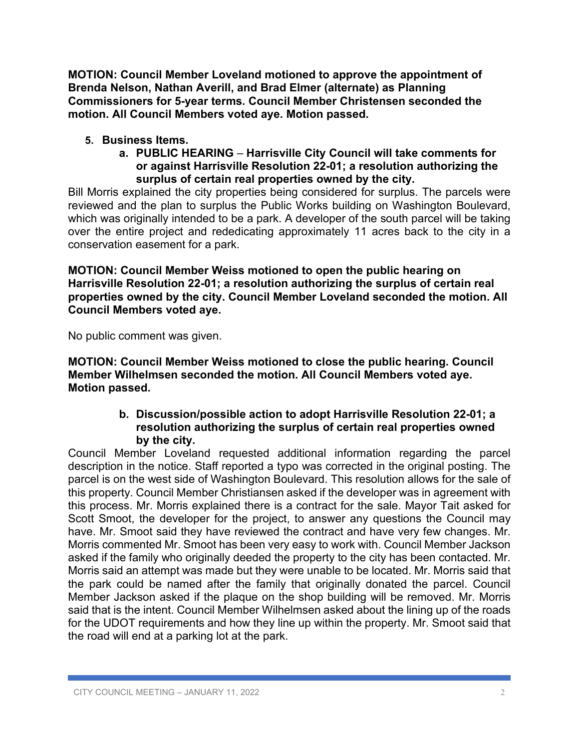**MOTION: Council Member Loveland motioned to approve the appointment of Brenda Nelson, Nathan Averill, and Brad Elmer (alternate) as Planning Commissioners for 5-year terms. Council Member Christensen seconded the motion. All Council Members voted aye. Motion passed.**

5. **Business Items.**
   a. **PUBLIC HEARING – Harrisville City Council will take comments for or against Harrisville Resolution 22-01; a resolution authorizing the surplus of certain real properties owned by the city.**

Bill Morris explained the city properties being considered for surplus. The parcels were reviewed and the plan to surplus the Public Works building on Washington Boulevard, which was originally intended to be a park. A developer of the south parcel will be taking over the entire project and rededicating approximately 11 acres back to the city in a conservation easement for a park.

**MOTION: Council Member Weiss motioned to open the public hearing on Harrisville Resolution 22-01; a resolution authorizing the surplus of certain real properties owned by the city. Council Member Loveland seconded the motion. All Council Members voted aye.**

No public comment was given.

**MOTION: Council Member Weiss motioned to close the public hearing. Council Member Wilhelmsen seconded the motion. All Council Members voted aye. Motion passed.**

   b. **Discussion/possible action to adopt Harrisville Resolution 22-01; a resolution authorizing the surplus of certain real properties owned by the city.**

Council Member Loveland requested additional information regarding the parcel description in the notice. Staff reported a typo was corrected in the original posting. The parcel is on the west side of Washington Boulevard. This resolution allows for the sale of this property. Council Member Christiansen asked if the developer was in agreement with this process. Mr. Morris explained there is a contract for the sale. Mayor Tait asked for Scott Smoot, the developer for the project, to answer any questions the Council may have. Mr. Smoot said they have reviewed the contract and have very few changes. Mr. Morris commented Mr. Smoot has been very easy to work with. Council Member Jackson asked if the family who originally deeded the property to the city has been contacted. Mr. Morris said an attempt was made but they were unable to be located. Mr. Morris said that the park could be named after the family that originally donated the parcel. Council Member Jackson asked if the plaque on the shop building will be removed. Mr. Morris said that is the intent. Council Member Wilhelmsen asked about the lining up of the roads for the UDOT requirements and how they line up within the property. Mr. Smoot said that the road will end at a parking lot at the park.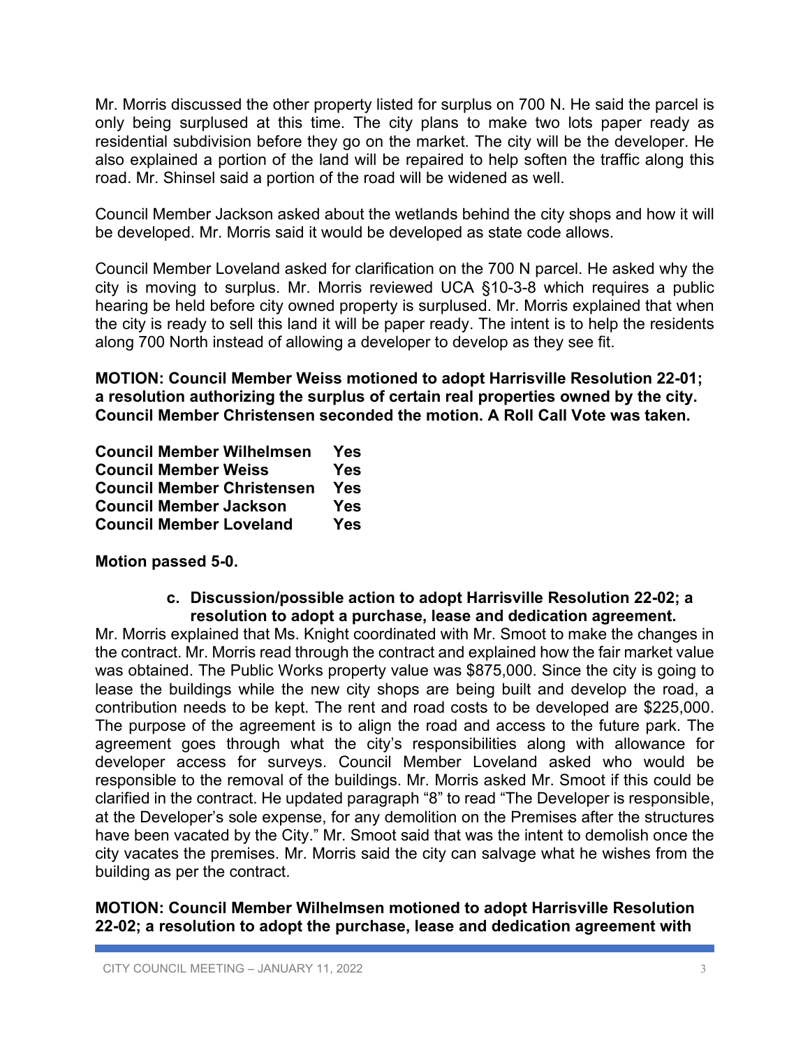Mr. Morris discussed the other property listed for surplus on 700 N. He said the parcel is only being surplused at this time. The city plans to make two lots paper ready as residential subdivision before they go on the market. The city will be the developer. He also explained a portion of the land will be repaired to help soften the traffic along this road. Mr. Shinsel said a portion of the road will be widened as well.

Council Member Jackson asked about the wetlands behind the city shops and how it will be developed. Mr. Morris said it would be developed as state code allows.

Council Member Loveland asked for clarification on the 700 N parcel. He asked why the city is moving to surplus. Mr. Morris reviewed UCA §10-3-8 which requires a public hearing be held before city owned property is surplused. Mr. Morris explained that when the city is ready to sell this land it will be paper ready. The intent is to help the residents along 700 North instead of allowing a developer to develop as they see fit.

**MOTION: Council Member Weiss motioned to adopt Harrisville Resolution 22-01; a resolution authorizing the surplus of certain real properties owned by the city. Council Member Christensen seconded the motion. A Roll Call Vote was taken.**

**Council Member Wilhelmsen Yes**
**Council Member Weiss Yes**
**Council Member Christensen Yes**
**Council Member Jackson Yes**
**Council Member Loveland Yes**

**Motion passed 5-0.**

**c. Discussion/possible action to adopt Harrisville Resolution 22-02; a resolution to adopt a purchase, lease and dedication agreement.**

Mr. Morris explained that Ms. Knight coordinated with Mr. Smoot to make the changes in the contract. Mr. Morris read through the contract and explained how the fair market value was obtained. The Public Works property value was $875,000. Since the city is going to lease the buildings while the new city shops are being built and develop the road, a contribution needs to be kept. The rent and road costs to be developed are $225,000. The purpose of the agreement is to align the road and access to the future park. The agreement goes through what the city's responsibilities along with allowance for developer access for surveys. Council Member Loveland asked who would be responsible to the removal of the buildings. Mr. Morris asked Mr. Smoot if this could be clarified in the contract. He updated paragraph "8" to read "The Developer is responsible, at the Developer's sole expense, for any demolition on the Premises after the structures have been vacated by the City." Mr. Smoot said that was the intent to demolish once the city vacates the premises. Mr. Morris said the city can salvage what he wishes from the building as per the contract.

**MOTION: Council Member Wilhelmsen motioned to adopt Harrisville Resolution 22-02; a resolution to adopt the purchase, lease and dedication agreement with**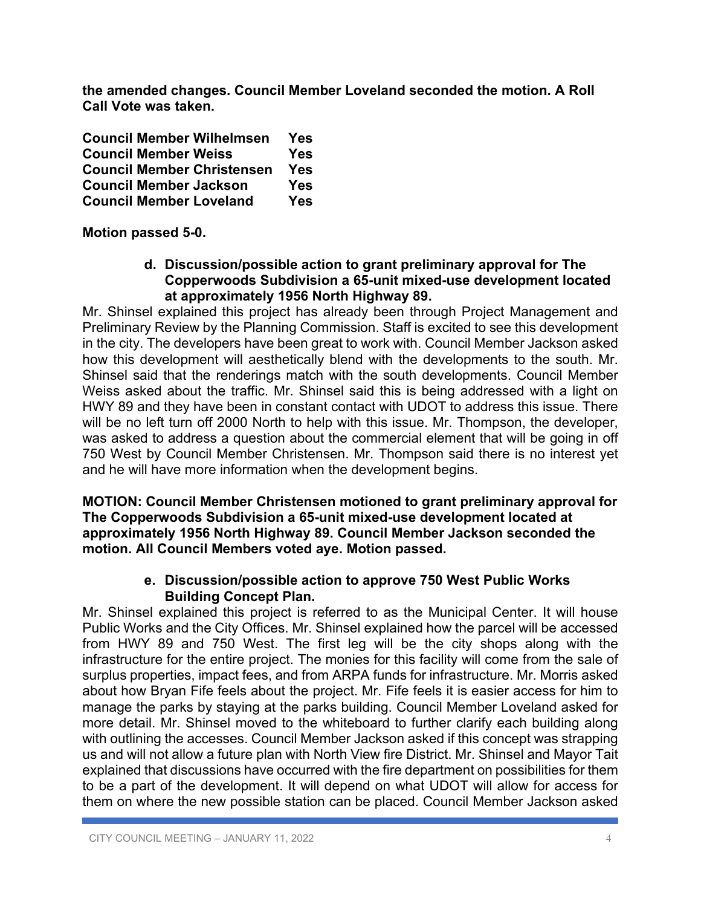**the amended changes. Council Member Loveland seconded the motion. A Roll Call Vote was taken.**

| | |
|---|---|
| **Council Member Wilhelmsen** | **Yes** |
| **Council Member Weiss** | **Yes** |
| **Council Member Christensen** | **Yes** |
| **Council Member Jackson** | **Yes** |
| **Council Member Loveland** | **Yes** |

**Motion passed 5-0.**

**d. Discussion/possible action to grant preliminary approval for The Copperwoods Subdivision a 65-unit mixed-use development located at approximately 1956 North Highway 89.**

Mr. Shinsel explained this project has already been through Project Management and Preliminary Review by the Planning Commission. Staff is excited to see this development in the city. The developers have been great to work with. Council Member Jackson asked how this development will aesthetically blend with the developments to the south. Mr. Shinsel said that the renderings match with the south developments. Council Member Weiss asked about the traffic. Mr. Shinsel said this is being addressed with a light on HWY 89 and they have been in constant contact with UDOT to address this issue. There will be no left turn off 2000 North to help with this issue. Mr. Thompson, the developer, was asked to address a question about the commercial element that will be going in off 750 West by Council Member Christensen. Mr. Thompson said there is no interest yet and he will have more information when the development begins.

**MOTION: Council Member Christensen motioned to grant preliminary approval for The Copperwoods Subdivision a 65-unit mixed-use development located at approximately 1956 North Highway 89. Council Member Jackson seconded the motion. All Council Members voted aye. Motion passed.**

**e. Discussion/possible action to approve 750 West Public Works Building Concept Plan.**

Mr. Shinsel explained this project is referred to as the Municipal Center. It will house Public Works and the City Offices. Mr. Shinsel explained how the parcel will be accessed from HWY 89 and 750 West. The first leg will be the city shops along with the infrastructure for the entire project. The monies for this facility will come from the sale of surplus properties, impact fees, and from ARPA funds for infrastructure. Mr. Morris asked about how Bryan Fife feels about the project. Mr. Fife feels it is easier access for him to manage the parks by staying at the parks building. Council Member Loveland asked for more detail. Mr. Shinsel moved to the whiteboard to further clarify each building along with outlining the accesses. Council Member Jackson asked if this concept was strapping us and will not allow a future plan with North View fire District. Mr. Shinsel and Mayor Tait explained that discussions have occurred with the fire department on possibilities for them to be a part of the development. It will depend on what UDOT will allow for access for them on where the new possible station can be placed. Council Member Jackson asked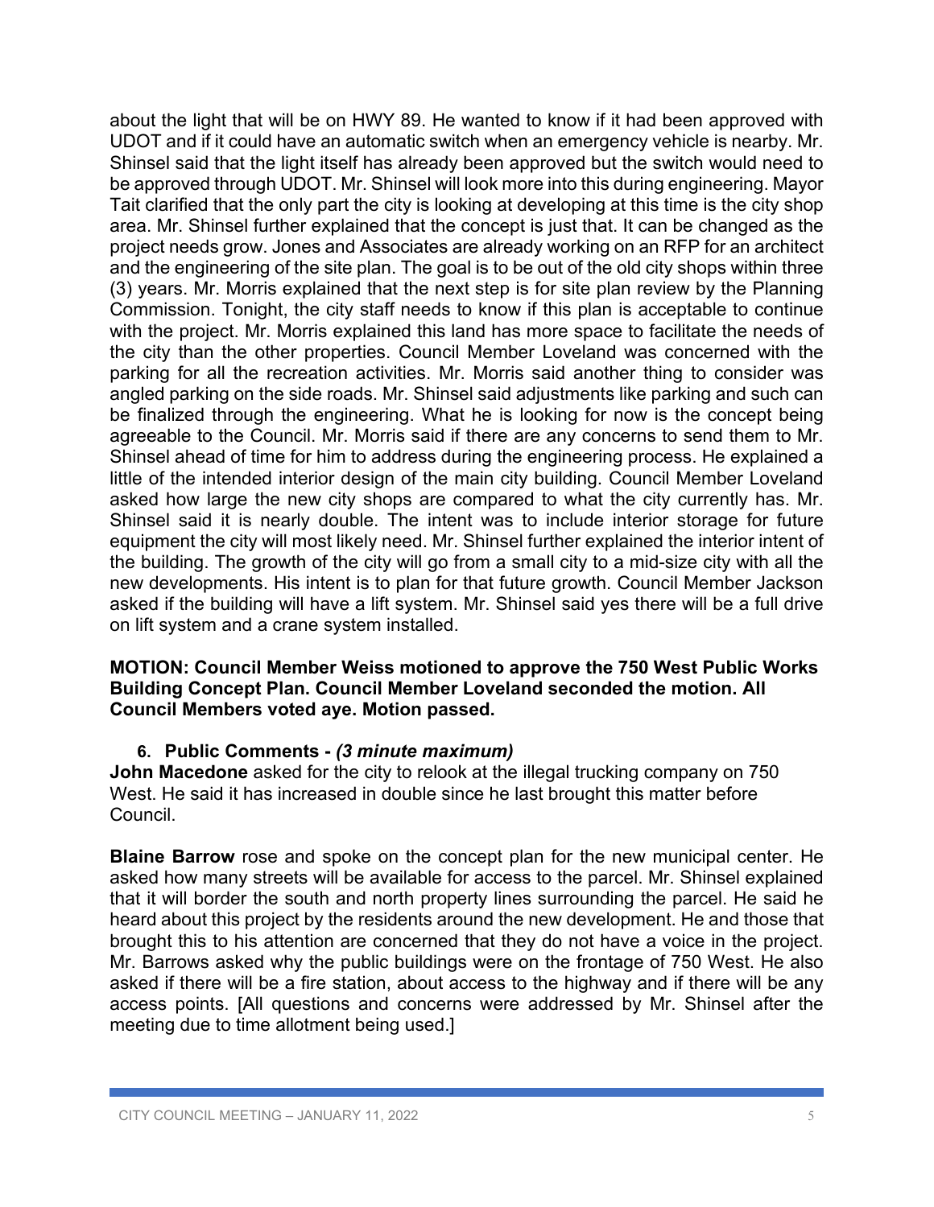about the light that will be on HWY 89. He wanted to know if it had been approved with UDOT and if it could have an automatic switch when an emergency vehicle is nearby. Mr. Shinsel said that the light itself has already been approved but the switch would need to be approved through UDOT. Mr. Shinsel will look more into this during engineering. Mayor Tait clarified that the only part the city is looking at developing at this time is the city shop area. Mr. Shinsel further explained that the concept is just that. It can be changed as the project needs grow. Jones and Associates are already working on an RFP for an architect and the engineering of the site plan. The goal is to be out of the old city shops within three (3) years. Mr. Morris explained that the next step is for site plan review by the Planning Commission. Tonight, the city staff needs to know if this plan is acceptable to continue with the project. Mr. Morris explained this land has more space to facilitate the needs of the city than the other properties. Council Member Loveland was concerned with the parking for all the recreation activities. Mr. Morris said another thing to consider was angled parking on the side roads. Mr. Shinsel said adjustments like parking and such can be finalized through the engineering. What he is looking for now is the concept being agreeable to the Council. Mr. Morris said if there are any concerns to send them to Mr. Shinsel ahead of time for him to address during the engineering process. He explained a little of the intended interior design of the main city building. Council Member Loveland asked how large the new city shops are compared to what the city currently has. Mr. Shinsel said it is nearly double. The intent was to include interior storage for future equipment the city will most likely need. Mr. Shinsel further explained the interior intent of the building. The growth of the city will go from a small city to a mid-size city with all the new developments. His intent is to plan for that future growth. Council Member Jackson asked if the building will have a lift system. Mr. Shinsel said yes there will be a full drive on lift system and a crane system installed.

**MOTION: Council Member Weiss motioned to approve the 750 West Public Works Building Concept Plan. Council Member Loveland seconded the motion. All Council Members voted aye. Motion passed.**

### 6. Public Comments - *(3 minute maximum)*

**John Macedone** asked for the city to relook at the illegal trucking company on 750 West. He said it has increased in double since he last brought this matter before Council.

**Blaine Barrow** rose and spoke on the concept plan for the new municipal center. He asked how many streets will be available for access to the parcel. Mr. Shinsel explained that it will border the south and north property lines surrounding the parcel. He said he heard about this project by the residents around the new development. He and those that brought this to his attention are concerned that they do not have a voice in the project. Mr. Barrows asked why the public buildings were on the frontage of 750 West. He also asked if there will be a fire station, about access to the highway and if there will be any access points. [All questions and concerns were addressed by Mr. Shinsel after the meeting due to time allotment being used.]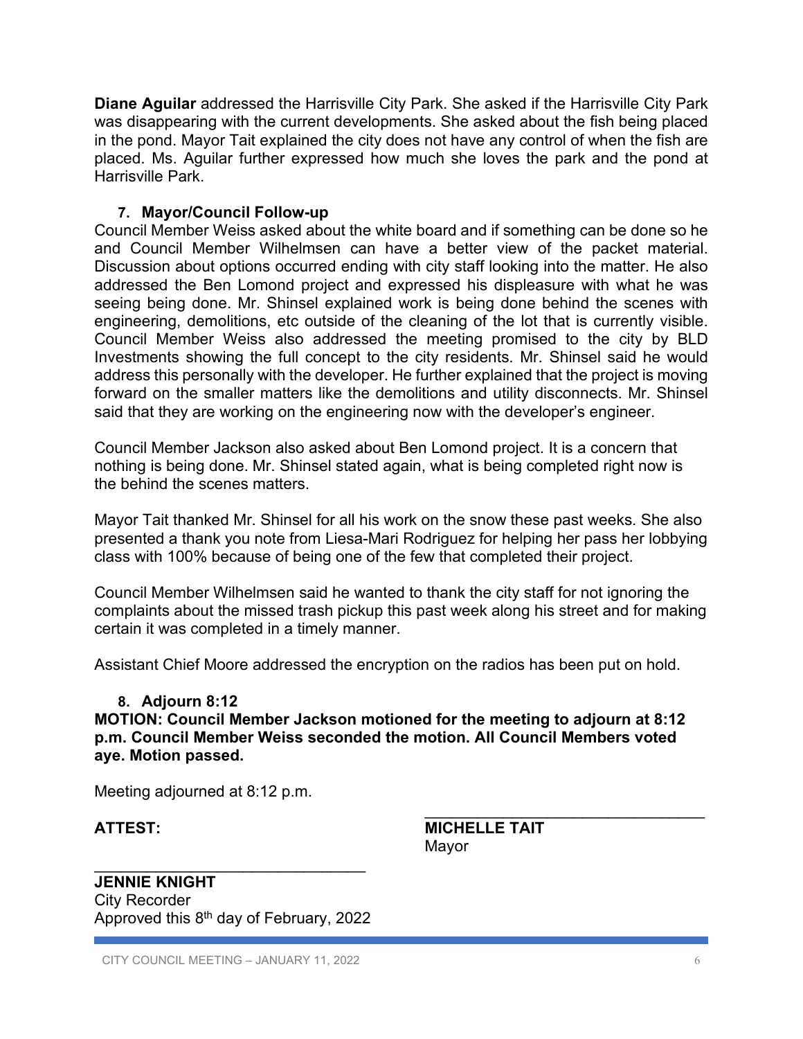**Diane Aguilar** addressed the Harrisville City Park. She asked if the Harrisville City Park was disappearing with the current developments. She asked about the fish being placed in the pond. Mayor Tait explained the city does not have any control of when the fish are placed. Ms. Aguilar further expressed how much she loves the park and the pond at Harrisville Park.

### 7. Mayor/Council Follow-up

Council Member Weiss asked about the white board and if something can be done so he and Council Member Wilhelmsen can have a better view of the packet material. Discussion about options occurred ending with city staff looking into the matter. He also addressed the Ben Lomond project and expressed his displeasure with what he was seeing being done. Mr. Shinsel explained work is being done behind the scenes with engineering, demolitions, etc outside of the cleaning of the lot that is currently visible. Council Member Weiss also addressed the meeting promised to the city by BLD Investments showing the full concept to the city residents. Mr. Shinsel said he would address this personally with the developer. He further explained that the project is moving forward on the smaller matters like the demolitions and utility disconnects. Mr. Shinsel said that they are working on the engineering now with the developer's engineer.

Council Member Jackson also asked about Ben Lomond project. It is a concern that nothing is being done. Mr. Shinsel stated again, what is being completed right now is the behind the scenes matters.

Mayor Tait thanked Mr. Shinsel for all his work on the snow these past weeks. She also presented a thank you note from Liesa-Mari Rodriguez for helping her pass her lobbying class with 100% because of being one of the few that completed their project.

Council Member Wilhelmsen said he wanted to thank the city staff for not ignoring the complaints about the missed trash pickup this past week along his street and for making certain it was completed in a timely manner.

Assistant Chief Moore addressed the encryption on the radios has been put on hold.

### 8. Adjourn 8:12

**MOTION: Council Member Jackson motioned for the meeting to adjourn at 8:12 p.m. Council Member Weiss seconded the motion. All Council Members voted aye. Motion passed.**

Meeting adjourned at 8:12 p.m.

______________________________
**MICHELLE TAIT**
Mayor

**ATTEST:**

______________________________
**JENNIE KNIGHT**
City Recorder
Approved this 8th day of February, 2022